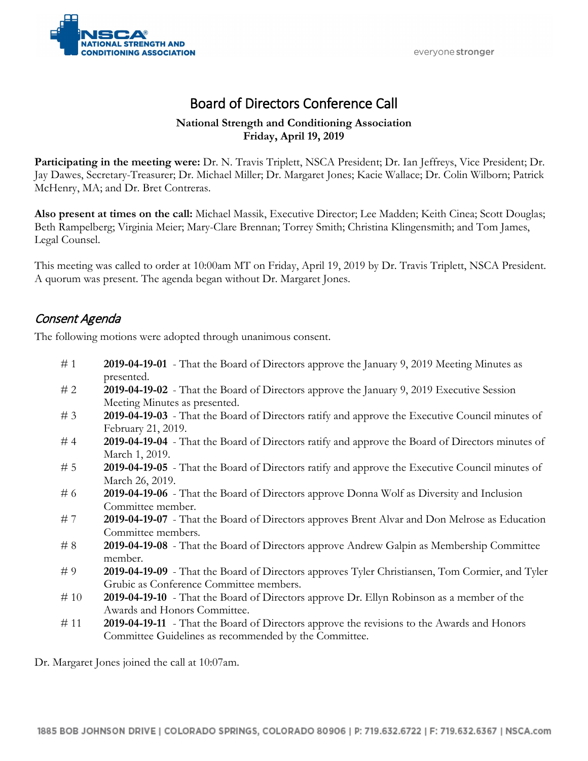# Board of Directors Conference Call

**National Strength and Conditioning Association**
**Friday, April 19, 2019**

**Participating in the meeting were:** Dr. N. Travis Triplett, NSCA President; Dr. Ian Jeffreys, Vice President; Dr. Jay Dawes, Secretary-Treasurer; Dr. Michael Miller; Dr. Margaret Jones; Kacie Wallace; Dr. Colin Wilborn; Patrick McHenry, MA; and Dr. Bret Contreras.

**Also present at times on the call:** Michael Massik, Executive Director; Lee Madden; Keith Cinea; Scott Douglas; Beth Rampelberg; Virginia Meier; Mary-Clare Brennan; Torrey Smith; Christina Klingensmith; and Tom James, Legal Counsel.

This meeting was called to order at 10:00am MT on Friday, April 19, 2019 by Dr. Travis Triplett, NSCA President. A quorum was present. The agenda began without Dr. Margaret Jones.

## *Consent Agenda*

The following motions were adopted through unanimous consent.

- # 1 **2019-04-19-01** - That the Board of Directors approve the January 9, 2019 Meeting Minutes as presented.
- # 2 **2019-04-19-02** - That the Board of Directors approve the January 9, 2019 Executive Session Meeting Minutes as presented.
- # 3 **2019-04-19-03** - That the Board of Directors ratify and approve the Executive Council minutes of February 21, 2019.
- # 4 **2019-04-19-04** - That the Board of Directors ratify and approve the Board of Directors minutes of March 1, 2019.
- # 5 **2019-04-19-05** - That the Board of Directors ratify and approve the Executive Council minutes of March 26, 2019.
- # 6 **2019-04-19-06** - That the Board of Directors approve Donna Wolf as Diversity and Inclusion Committee member.
- # 7 **2019-04-19-07** - That the Board of Directors approves Brent Alvar and Don Melrose as Education Committee members.
- # 8 **2019-04-19-08** - That the Board of Directors approve Andrew Galpin as Membership Committee member.
- # 9 **2019-04-19-09** - That the Board of Directors approves Tyler Christiansen, Tom Cormier, and Tyler Grubic as Conference Committee members.
- # 10 **2019-04-19-10** - That the Board of Directors approve Dr. Ellyn Robinson as a member of the Awards and Honors Committee.
- # 11 **2019-04-19-11** - That the Board of Directors approve the revisions to the Awards and Honors Committee Guidelines as recommended by the Committee.

Dr. Margaret Jones joined the call at 10:07am.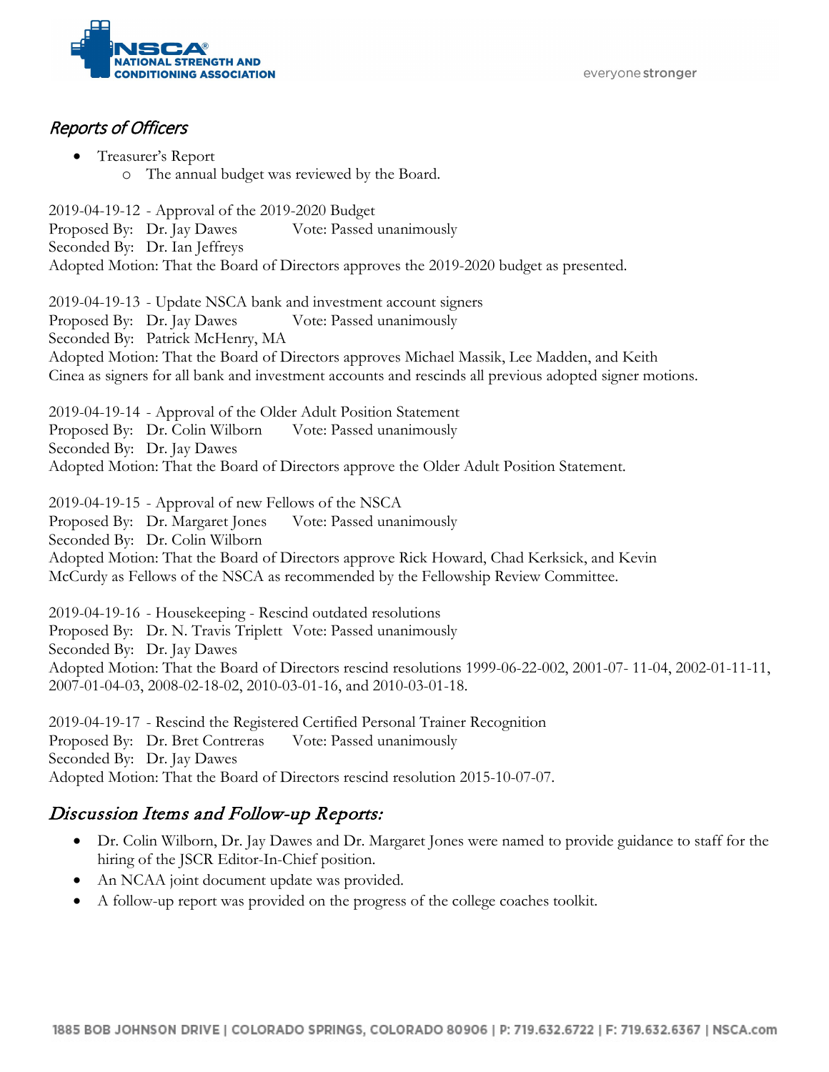## *Reports of Officers*

- Treasurer's Report
  - The annual budget was reviewed by the Board.

2019-04-19-12 - Approval of the 2019-2020 Budget
Proposed By: Dr. Jay Dawes Vote: Passed unanimously
Seconded By: Dr. Ian Jeffreys
Adopted Motion: That the Board of Directors approves the 2019-2020 budget as presented.

2019-04-19-13 - Update NSCA bank and investment account signers
Proposed By: Dr. Jay Dawes Vote: Passed unanimously
Seconded By: Patrick McHenry, MA
Adopted Motion: That the Board of Directors approves Michael Massik, Lee Madden, and Keith Cinea as signers for all bank and investment accounts and rescinds all previous adopted signer motions.

2019-04-19-14 - Approval of the Older Adult Position Statement
Proposed By: Dr. Colin Wilborn Vote: Passed unanimously
Seconded By: Dr. Jay Dawes
Adopted Motion: That the Board of Directors approve the Older Adult Position Statement.

2019-04-19-15 - Approval of new Fellows of the NSCA
Proposed By: Dr. Margaret Jones Vote: Passed unanimously
Seconded By: Dr. Colin Wilborn
Adopted Motion: That the Board of Directors approve Rick Howard, Chad Kerksick, and Kevin McCurdy as Fellows of the NSCA as recommended by the Fellowship Review Committee.

2019-04-19-16 - Housekeeping - Rescind outdated resolutions
Proposed By: Dr. N. Travis Triplett Vote: Passed unanimously
Seconded By: Dr. Jay Dawes
Adopted Motion: That the Board of Directors rescind resolutions 1999-06-22-002, 2001-07- 11-04, 2002-01-11-11, 2007-01-04-03, 2008-02-18-02, 2010-03-01-16, and 2010-03-01-18.

2019-04-19-17 - Rescind the Registered Certified Personal Trainer Recognition
Proposed By: Dr. Bret Contreras Vote: Passed unanimously
Seconded By: Dr. Jay Dawes
Adopted Motion: That the Board of Directors rescind resolution 2015-10-07-07.

## *Discussion Items and Follow-up Reports:*

- Dr. Colin Wilborn, Dr. Jay Dawes and Dr. Margaret Jones were named to provide guidance to staff for the hiring of the JSCR Editor-In-Chief position.
- An NCAA joint document update was provided.
- A follow-up report was provided on the progress of the college coaches toolkit.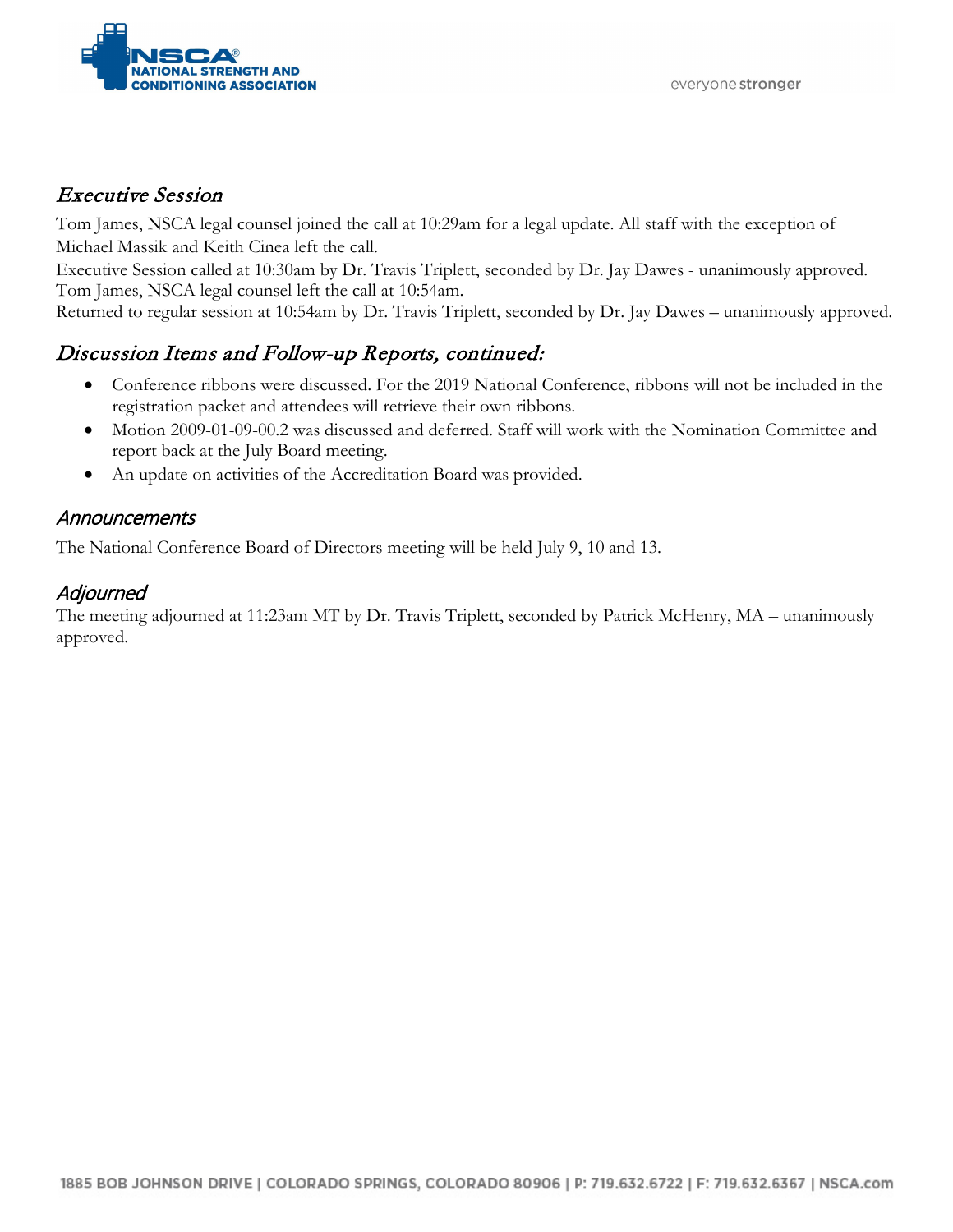## *Executive Session*

Tom James, NSCA legal counsel joined the call at 10:29am for a legal update. All staff with the exception of Michael Massik and Keith Cinea left the call.
Executive Session called at 10:30am by Dr. Travis Triplett, seconded by Dr. Jay Dawes - unanimously approved.
Tom James, NSCA legal counsel left the call at 10:54am.
Returned to regular session at 10:54am by Dr. Travis Triplett, seconded by Dr. Jay Dawes – unanimously approved.

## *Discussion Items and Follow-up Reports, continued:*

- Conference ribbons were discussed. For the 2019 National Conference, ribbons will not be included in the registration packet and attendees will retrieve their own ribbons.
- Motion 2009-01-09-00.2 was discussed and deferred. Staff will work with the Nomination Committee and report back at the July Board meeting.
- An update on activities of the Accreditation Board was provided.

## *Announcements*

The National Conference Board of Directors meeting will be held July 9, 10 and 13.

## *Adjourned*

The meeting adjourned at 11:23am MT by Dr. Travis Triplett, seconded by Patrick McHenry, MA – unanimously approved.